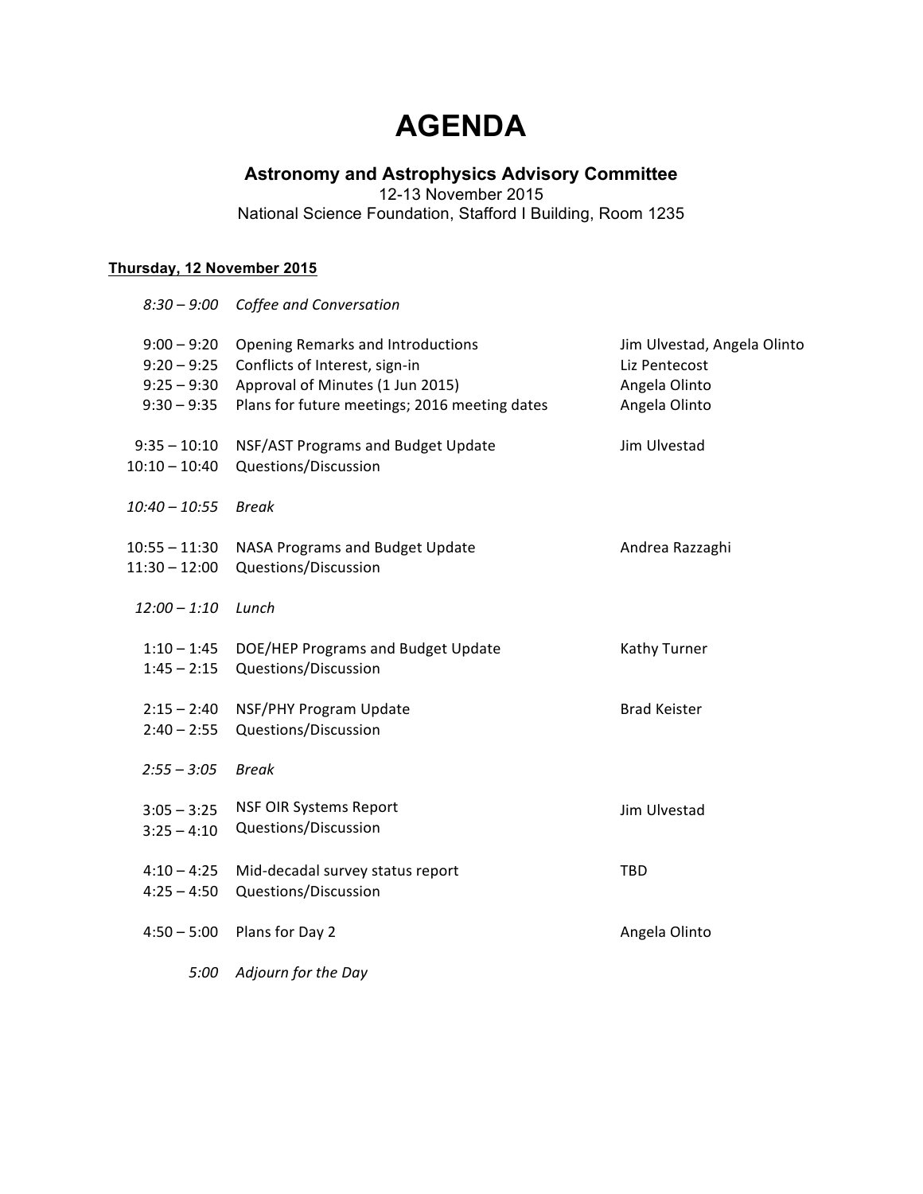# AGENDA

### Astronomy and Astrophysics Advisory Committee

12-13 November 2015
National Science Foundation, Stafford I Building, Room 1235

**Thursday, 12 November 2015**

| Time | Item | Presenter |
|---|---|---|
| *8:30 – 9:00* | *Coffee and Conversation* | |
| 9:00 – 9:20 | Opening Remarks and Introductions | Jim Ulvestad, Angela Olinto |
| 9:20 – 9:25 | Conflicts of Interest, sign-in | Liz Pentecost |
| 9:25 – 9:30 | Approval of Minutes (1 Jun 2015) | Angela Olinto |
| 9:30 – 9:35 | Plans for future meetings; 2016 meeting dates | Angela Olinto |
| 9:35 – 10:10 | NSF/AST Programs and Budget Update | Jim Ulvestad |
| 10:10 – 10:40 | Questions/Discussion | |
| *10:40 – 10:55* | *Break* | |
| 10:55 – 11:30 | NASA Programs and Budget Update | Andrea Razzaghi |
| 11:30 – 12:00 | Questions/Discussion | |
| *12:00 – 1:10* | *Lunch* | |
| 1:10 – 1:45 | DOE/HEP Programs and Budget Update | Kathy Turner |
| 1:45 – 2:15 | Questions/Discussion | |
| 2:15 – 2:40 | NSF/PHY Program Update | Brad Keister |
| 2:40 – 2:55 | Questions/Discussion | |
| *2:55 – 3:05* | *Break* | |
| 3:05 – 3:25 | NSF OIR Systems Report | Jim Ulvestad |
| 3:25 – 4:10 | Questions/Discussion | |
| 4:10 – 4:25 | Mid-decadal survey status report | TBD |
| 4:25 – 4:50 | Questions/Discussion | |
| 4:50 – 5:00 | Plans for Day 2 | Angela Olinto |
| *5:00* | *Adjourn for the Day* | |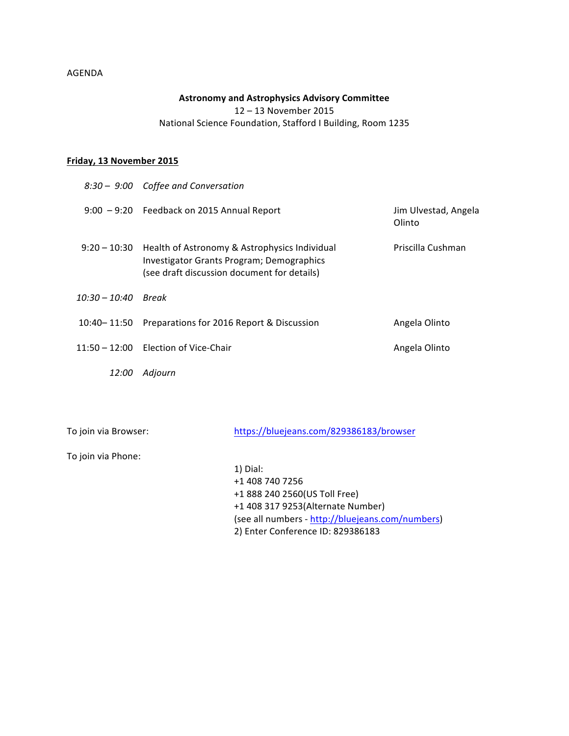AGENDA

**Astronomy and Astrophysics Advisory Committee**
12 – 13 November 2015
National Science Foundation, Stafford I Building, Room 1235

**Friday, 13 November 2015**

| | | |
|---|---|---|
| *8:30 – 9:00* | *Coffee and Conversation* | |
| 9:00 – 9:20 | Feedback on 2015 Annual Report | Jim Ulvestad, Angela Olinto |
| 9:20 – 10:30 | Health of Astronomy & Astrophysics Individual Investigator Grants Program; Demographics (see draft discussion document for details) | Priscilla Cushman |
| *10:30 – 10:40* | *Break* | |
| 10:40– 11:50 | Preparations for 2016 Report & Discussion | Angela Olinto |
| 11:50 – 12:00 | Election of Vice-Chair | Angela Olinto |
| *12:00* | *Adjourn* | |

To join via Browser: https://bluejeans.com/829386183/browser

To join via Phone:

1) Dial:
+1 408 740 7256
+1 888 240 2560(US Toll Free)
+1 408 317 9253(Alternate Number)
(see all numbers - http://bluejeans.com/numbers)
2) Enter Conference ID: 829386183